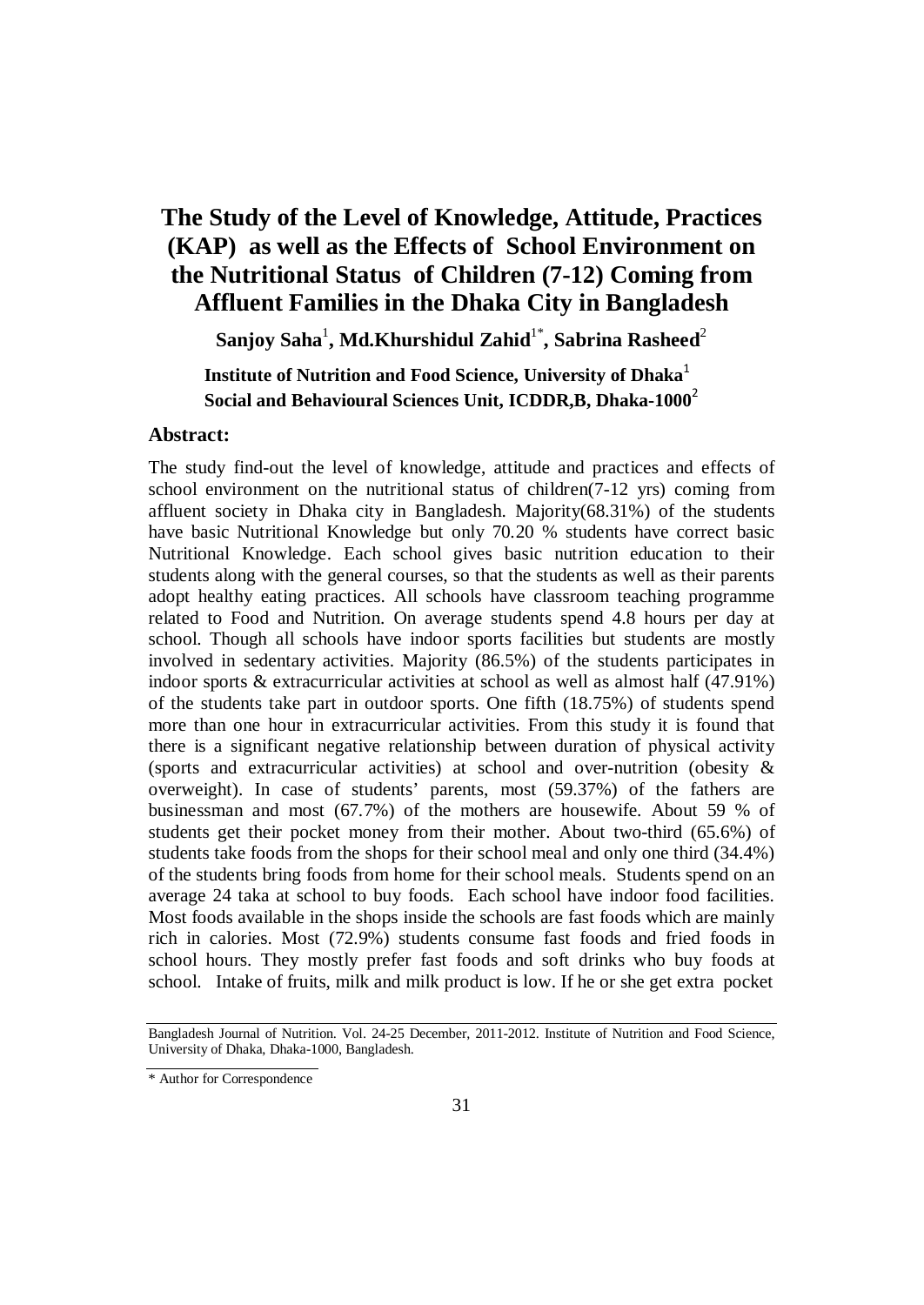# The Study of the Level of Knowledge, Attitude, Practices (KAP) as well as the Effects of School Environment on the Nutritional Status of Children (7-12) Coming from Affluent Families in the Dhaka City in Bangladesh

**Sanjoy Saha[1], Md.Khurshidul Zahid[1*], Sabrina Rasheed[2]**

**Institute of Nutrition and Food Science, University of Dhaka[1]**
**Social and Behavioural Sciences Unit, ICDDR,B, Dhaka-1000[2]**

## Abstract:

The study find-out the level of knowledge, attitude and practices and effects of school environment on the nutritional status of children(7-12 yrs) coming from affluent society in Dhaka city in Bangladesh. Majority(68.31%) of the students have basic Nutritional Knowledge but only 70.20 % students have correct basic Nutritional Knowledge. Each school gives basic nutrition education to their students along with the general courses, so that the students as well as their parents adopt healthy eating practices. All schools have classroom teaching programme related to Food and Nutrition. On average students spend 4.8 hours per day at school. Though all schools have indoor sports facilities but students are mostly involved in sedentary activities. Majority (86.5%) of the students participates in indoor sports & extracurricular activities at school as well as almost half (47.91%) of the students take part in outdoor sports. One fifth (18.75%) of students spend more than one hour in extracurricular activities. From this study it is found that there is a significant negative relationship between duration of physical activity (sports and extracurricular activities) at school and over-nutrition (obesity & overweight). In case of students' parents, most (59.37%) of the fathers are businessman and most (67.7%) of the mothers are housewife. About 59 % of students get their pocket money from their mother. About two-third (65.6%) of students take foods from the shops for their school meal and only one third (34.4%) of the students bring foods from home for their school meals. Students spend on an average 24 taka at school to buy foods. Each school have indoor food facilities. Most foods available in the shops inside the schools are fast foods which are mainly rich in calories. Most (72.9%) students consume fast foods and fried foods in school hours. They mostly prefer fast foods and soft drinks who buy foods at school. Intake of fruits, milk and milk product is low. If he or she get extra pocket

Bangladesh Journal of Nutrition. Vol. 24-25 December, 2011-2012. Institute of Nutrition and Food Science, University of Dhaka, Dhaka-1000, Bangladesh.

\* Author for Correspondence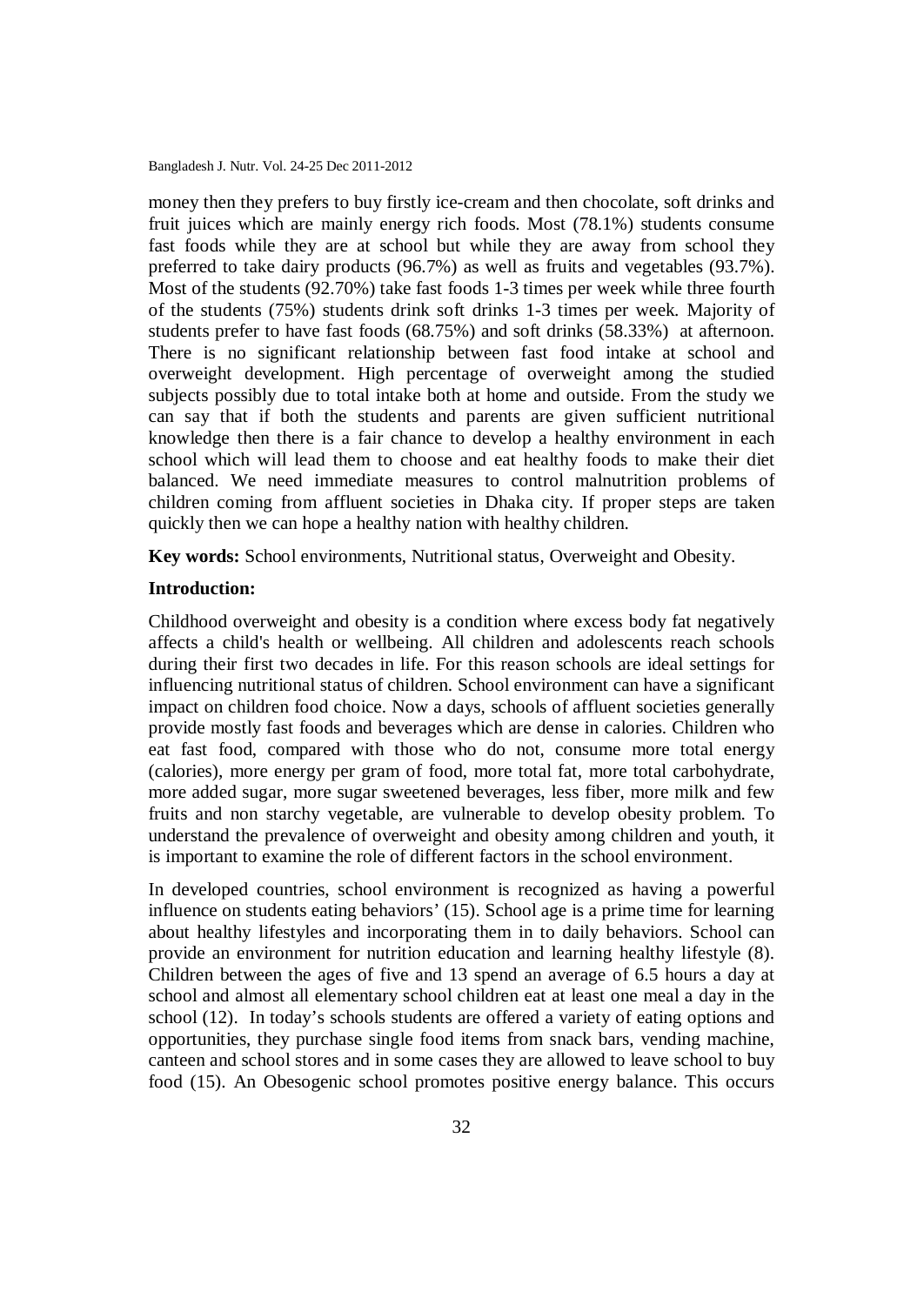money then they prefers to buy firstly ice-cream and then chocolate, soft drinks and fruit juices which are mainly energy rich foods. Most (78.1%) students consume fast foods while they are at school but while they are away from school they preferred to take dairy products (96.7%) as well as fruits and vegetables (93.7%). Most of the students (92.70%) take fast foods 1-3 times per week while three fourth of the students (75%) students drink soft drinks 1-3 times per week. Majority of students prefer to have fast foods (68.75%) and soft drinks (58.33%) at afternoon. There is no significant relationship between fast food intake at school and overweight development. High percentage of overweight among the studied subjects possibly due to total intake both at home and outside. From the study we can say that if both the students and parents are given sufficient nutritional knowledge then there is a fair chance to develop a healthy environment in each school which will lead them to choose and eat healthy foods to make their diet balanced. We need immediate measures to control malnutrition problems of children coming from affluent societies in Dhaka city. If proper steps are taken quickly then we can hope a healthy nation with healthy children.

**Key words:** School environments, Nutritional status, Overweight and Obesity.

## Introduction:

Childhood overweight and obesity is a condition where excess body fat negatively affects a child's health or wellbeing. All children and adolescents reach schools during their first two decades in life. For this reason schools are ideal settings for influencing nutritional status of children. School environment can have a significant impact on children food choice. Now a days, schools of affluent societies generally provide mostly fast foods and beverages which are dense in calories. Children who eat fast food, compared with those who do not, consume more total energy (calories), more energy per gram of food, more total fat, more total carbohydrate, more added sugar, more sugar sweetened beverages, less fiber, more milk and few fruits and non starchy vegetable, are vulnerable to develop obesity problem. To understand the prevalence of overweight and obesity among children and youth, it is important to examine the role of different factors in the school environment.

In developed countries, school environment is recognized as having a powerful influence on students eating behaviors' (15). School age is a prime time for learning about healthy lifestyles and incorporating them in to daily behaviors. School can provide an environment for nutrition education and learning healthy lifestyle (8). Children between the ages of five and 13 spend an average of 6.5 hours a day at school and almost all elementary school children eat at least one meal a day in the school (12). In today's schools students are offered a variety of eating options and opportunities, they purchase single food items from snack bars, vending machine, canteen and school stores and in some cases they are allowed to leave school to buy food (15). An Obesogenic school promotes positive energy balance. This occurs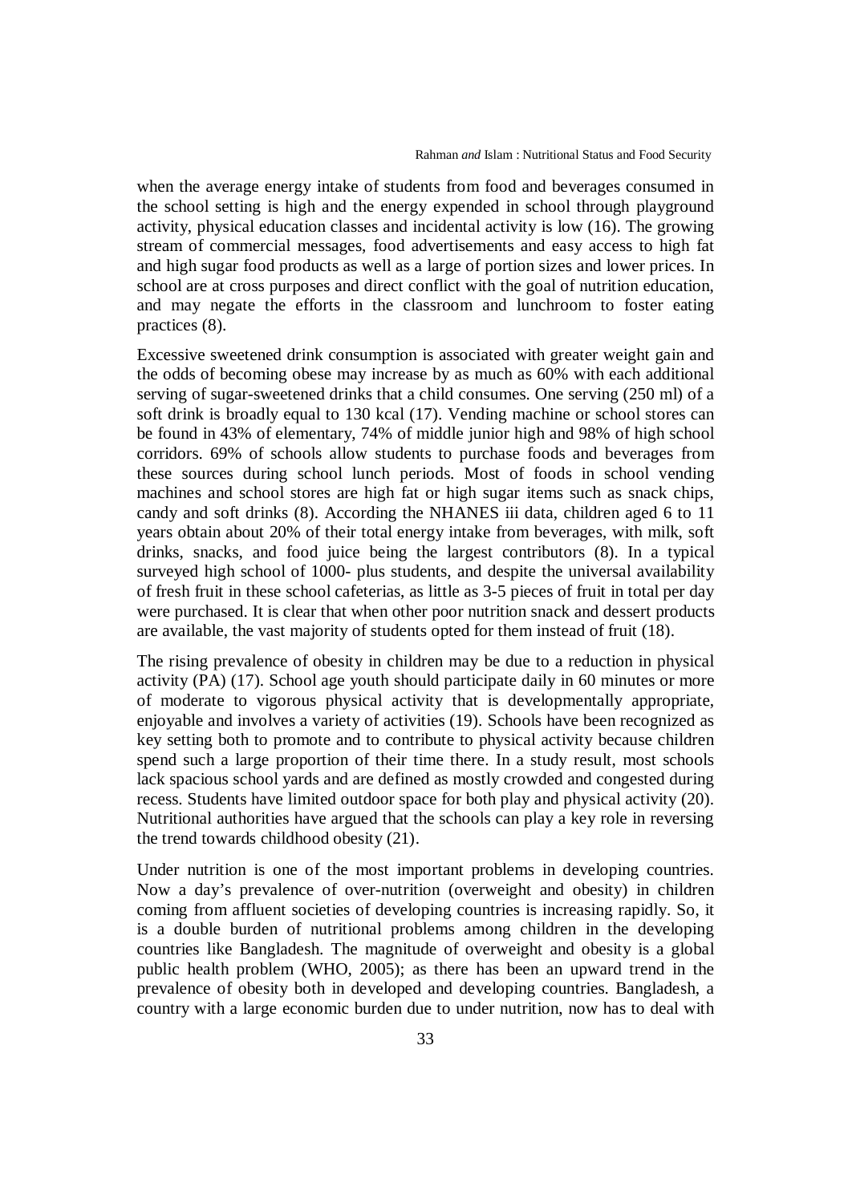when the average energy intake of students from food and beverages consumed in the school setting is high and the energy expended in school through playground activity, physical education classes and incidental activity is low (16). The growing stream of commercial messages, food advertisements and easy access to high fat and high sugar food products as well as a large of portion sizes and lower prices. In school are at cross purposes and direct conflict with the goal of nutrition education, and may negate the efforts in the classroom and lunchroom to foster eating practices (8).

Excessive sweetened drink consumption is associated with greater weight gain and the odds of becoming obese may increase by as much as 60% with each additional serving of sugar-sweetened drinks that a child consumes. One serving (250 ml) of a soft drink is broadly equal to 130 kcal (17). Vending machine or school stores can be found in 43% of elementary, 74% of middle junior high and 98% of high school corridors. 69% of schools allow students to purchase foods and beverages from these sources during school lunch periods. Most of foods in school vending machines and school stores are high fat or high sugar items such as snack chips, candy and soft drinks (8). According the NHANES iii data, children aged 6 to 11 years obtain about 20% of their total energy intake from beverages, with milk, soft drinks, snacks, and food juice being the largest contributors (8). In a typical surveyed high school of 1000- plus students, and despite the universal availability of fresh fruit in these school cafeterias, as little as 3-5 pieces of fruit in total per day were purchased. It is clear that when other poor nutrition snack and dessert products are available, the vast majority of students opted for them instead of fruit (18).

The rising prevalence of obesity in children may be due to a reduction in physical activity (PA) (17). School age youth should participate daily in 60 minutes or more of moderate to vigorous physical activity that is developmentally appropriate, enjoyable and involves a variety of activities (19). Schools have been recognized as key setting both to promote and to contribute to physical activity because children spend such a large proportion of their time there. In a study result, most schools lack spacious school yards and are defined as mostly crowded and congested during recess. Students have limited outdoor space for both play and physical activity (20). Nutritional authorities have argued that the schools can play a key role in reversing the trend towards childhood obesity (21).

Under nutrition is one of the most important problems in developing countries. Now a day's prevalence of over-nutrition (overweight and obesity) in children coming from affluent societies of developing countries is increasing rapidly. So, it is a double burden of nutritional problems among children in the developing countries like Bangladesh. The magnitude of overweight and obesity is a global public health problem (WHO, 2005); as there has been an upward trend in the prevalence of obesity both in developed and developing countries. Bangladesh, a country with a large economic burden due to under nutrition, now has to deal with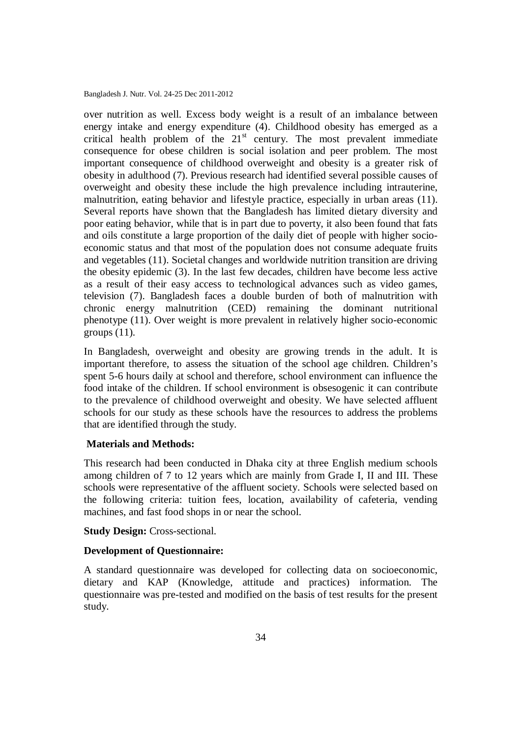over nutrition as well. Excess body weight is a result of an imbalance between energy intake and energy expenditure (4). Childhood obesity has emerged as a critical health problem of the 21st century. The most prevalent immediate consequence for obese children is social isolation and peer problem. The most important consequence of childhood overweight and obesity is a greater risk of obesity in adulthood (7). Previous research had identified several possible causes of overweight and obesity these include the high prevalence including intrauterine, malnutrition, eating behavior and lifestyle practice, especially in urban areas (11). Several reports have shown that the Bangladesh has limited dietary diversity and poor eating behavior, while that is in part due to poverty, it also been found that fats and oils constitute a large proportion of the daily diet of people with higher socio-economic status and that most of the population does not consume adequate fruits and vegetables (11). Societal changes and worldwide nutrition transition are driving the obesity epidemic (3). In the last few decades, children have become less active as a result of their easy access to technological advances such as video games, television (7). Bangladesh faces a double burden of both of malnutrition with chronic energy malnutrition (CED) remaining the dominant nutritional phenotype (11). Over weight is more prevalent in relatively higher socio-economic groups (11).

In Bangladesh, overweight and obesity are growing trends in the adult. It is important therefore, to assess the situation of the school age children. Children's spent 5-6 hours daily at school and therefore, school environment can influence the food intake of the children. If school environment is obsesogenic it can contribute to the prevalence of childhood overweight and obesity. We have selected affluent schools for our study as these schools have the resources to address the problems that are identified through the study.

**Materials and Methods:**

This research had been conducted in Dhaka city at three English medium schools among children of 7 to 12 years which are mainly from Grade I, II and III. These schools were representative of the affluent society. Schools were selected based on the following criteria: tuition fees, location, availability of cafeteria, vending machines, and fast food shops in or near the school.

**Study Design:** Cross-sectional.

**Development of Questionnaire:**

A standard questionnaire was developed for collecting data on socioeconomic, dietary and KAP (Knowledge, attitude and practices) information. The questionnaire was pre-tested and modified on the basis of test results for the present study.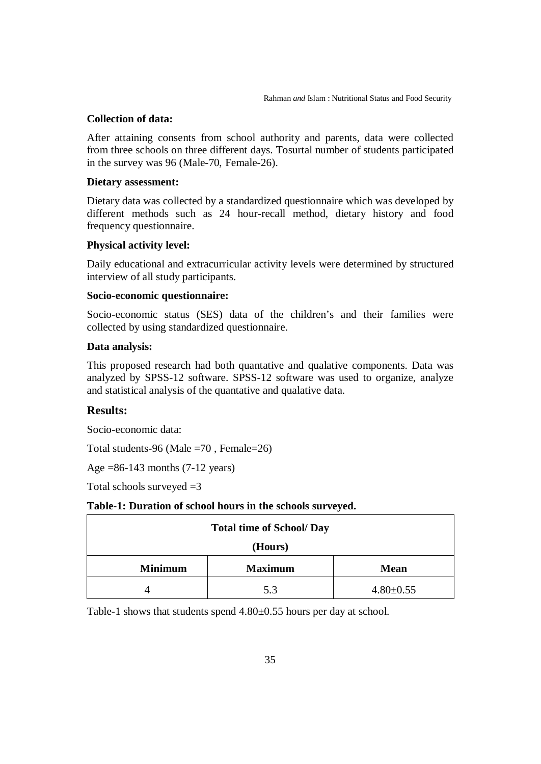**Collection of data:**

After attaining consents from school authority and parents, data were collected from three schools on three different days. Tosurtal number of students participated in the survey was 96 (Male-70, Female-26).

**Dietary assessment:**

Dietary data was collected by a standardized questionnaire which was developed by different methods such as 24 hour-recall method, dietary history and food frequency questionnaire.

**Physical activity level:**

Daily educational and extracurricular activity levels were determined by structured interview of all study participants.

**Socio-economic questionnaire:**

Socio-economic status (SES) data of the children's and their families were collected by using standardized questionnaire.

**Data analysis:**

This proposed research had both quantative and qualative components. Data was analyzed by SPSS-12 software. SPSS-12 software was used to organize, analyze and statistical analysis of the quantative and qualative data.

## Results:

Socio-economic data:

Total students-96 (Male =70 , Female=26)

Age =86-143 months (7-12 years)

Total schools surveyed =3

**Table-1: Duration of school hours in the schools surveyed.**

| Total time of School/ Day (Hours) | | |
|---|---|---|
| **Minimum** | **Maximum** | **Mean** |
| 4 | 5.3 | 4.80±0.55 |

Table-1 shows that students spend 4.80±0.55 hours per day at school.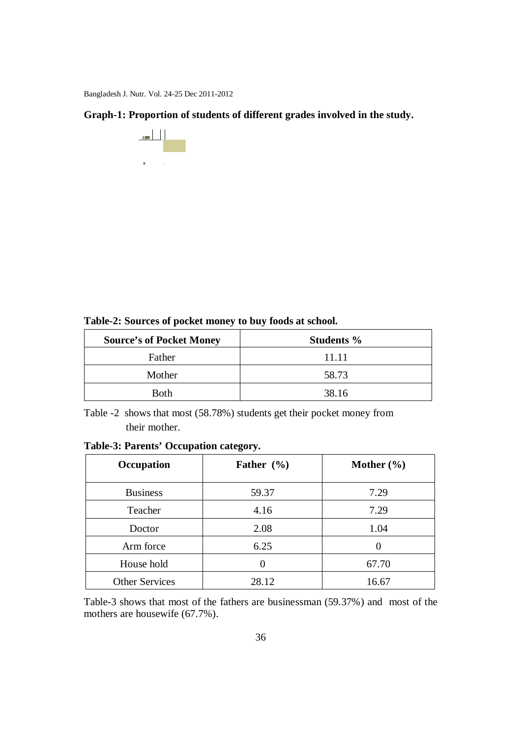**Graph-1: Proportion of students of different grades involved in the study.**

**Table-2: Sources of pocket money to buy foods at school.**

| Source's of Pocket Money | Students % |
|---|---|
| Father | 11.11 |
| Mother | 58.73 |
| Both | 38.16 |

Table -2 shows that most (58.78%) students get their pocket money from their mother.

**Table-3: Parents' Occupation category.**

| Occupation | Father (%) | Mother (%) |
|---|---|---|
| Business | 59.37 | 7.29 |
| Teacher | 4.16 | 7.29 |
| Doctor | 2.08 | 1.04 |
| Arm force | 6.25 | 0 |
| House hold | 0 | 67.70 |
| Other Services | 28.12 | 16.67 |

Table-3 shows that most of the fathers are businessman (59.37%) and most of the mothers are housewife (67.7%).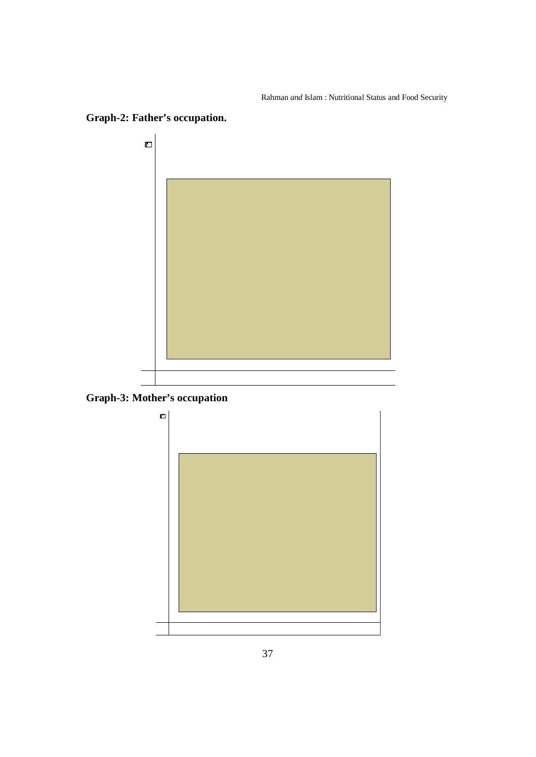**Graph-2: Father's occupation.**

**Graph-3: Mother's occupation**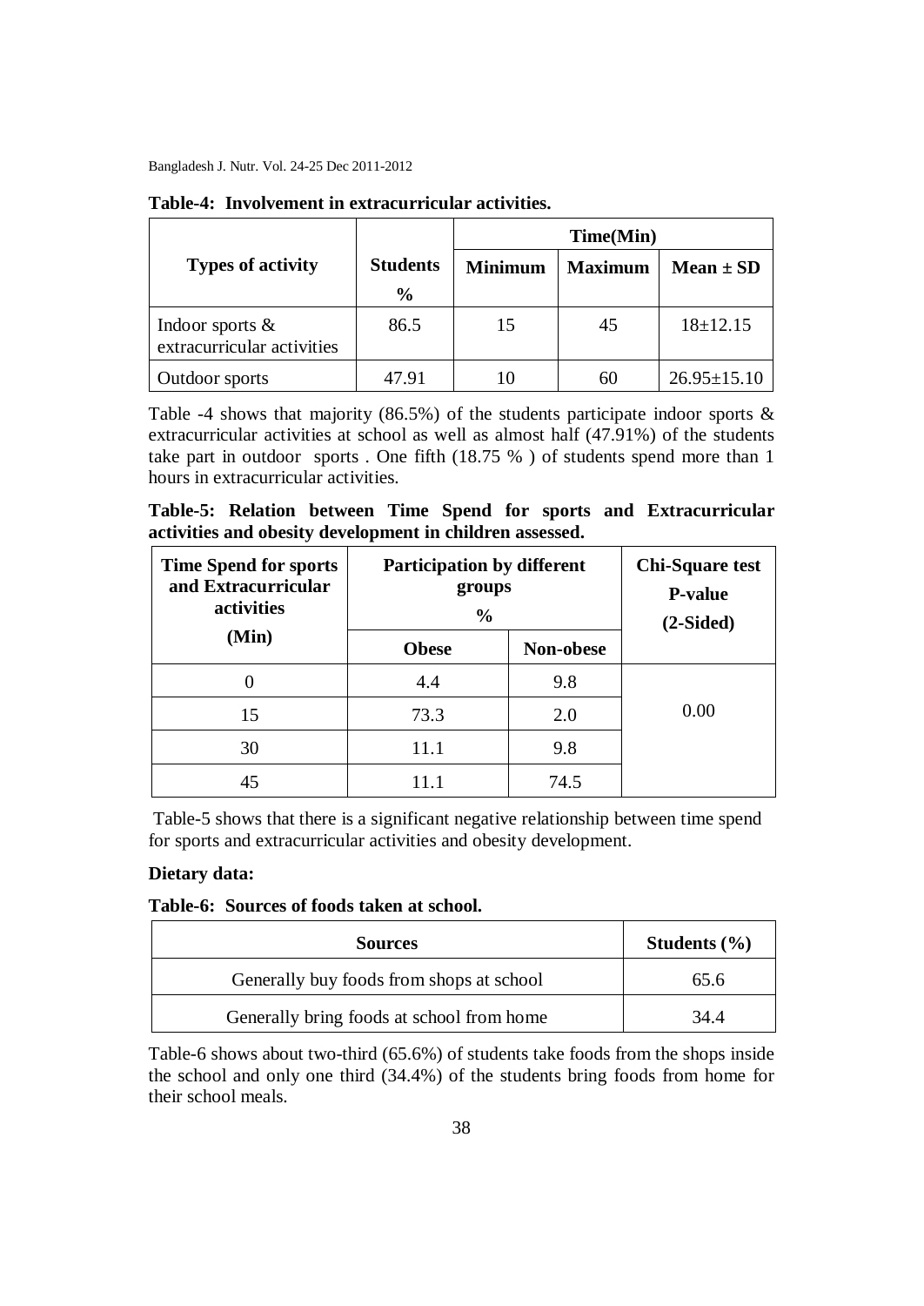**Table-4: Involvement in extracurricular activities.**

| Types of activity | Students % | Time(Min) | | |
|---|---|---|---|---|
| | | Minimum | Maximum | Mean ± SD |
| Indoor sports & extracurricular activities | 86.5 | 15 | 45 | 18±12.15 |
| Outdoor sports | 47.91 | 10 | 60 | 26.95±15.10 |

Table -4 shows that majority (86.5%) of the students participate indoor sports & extracurricular activities at school as well as almost half (47.91%) of the students take part in outdoor sports . One fifth (18.75 % ) of students spend more than 1 hours in extracurricular activities.

**Table-5: Relation between Time Spend for sports and Extracurricular activities and obesity development in children assessed.**

| Time Spend for sports and Extracurricular activities (Min) | Participation by different groups % | | Chi-Square test P-value (2-Sided) |
|---|---|---|---|
| | Obese | Non-obese | |
| 0 | 4.4 | 9.8 | 0.00 |
| 15 | 73.3 | 2.0 | |
| 30 | 11.1 | 9.8 | |
| 45 | 11.1 | 74.5 | |

Table-5 shows that there is a significant negative relationship between time spend for sports and extracurricular activities and obesity development.

**Dietary data:**

**Table-6: Sources of foods taken at school.**

| Sources | Students (%) |
|---|---|
| Generally buy foods from shops at school | 65.6 |
| Generally bring foods at school from home | 34.4 |

Table-6 shows about two-third (65.6%) of students take foods from the shops inside the school and only one third (34.4%) of the students bring foods from home for their school meals.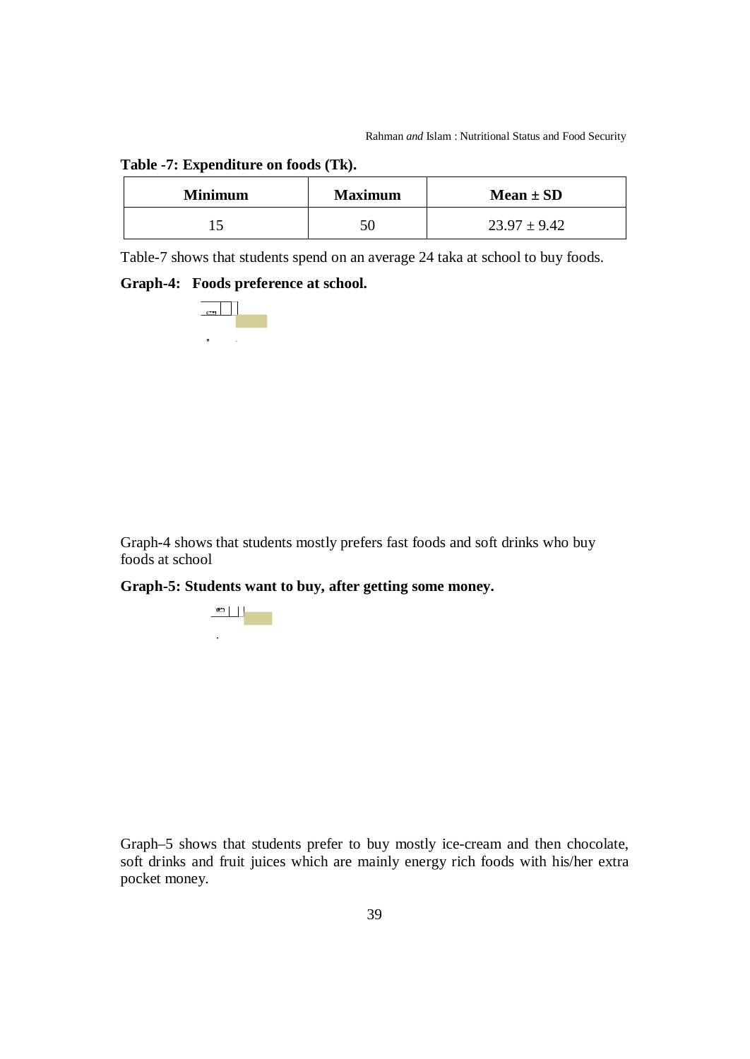**Table -7: Expenditure on foods (Tk).**

| Minimum | Maximum | Mean ± SD |
|---|---|---|
| 15 | 50 | $23.97 \pm 9.42$ |

Table-7 shows that students spend on an average 24 taka at school to buy foods.

**Graph-4: Foods preference at school.**

Graph-4 shows that students mostly prefers fast foods and soft drinks who buy foods at school

**Graph-5: Students want to buy, after getting some money.**

Graph–5 shows that students prefer to buy mostly ice-cream and then chocolate, soft drinks and fruit juices which are mainly energy rich foods with his/her extra pocket money.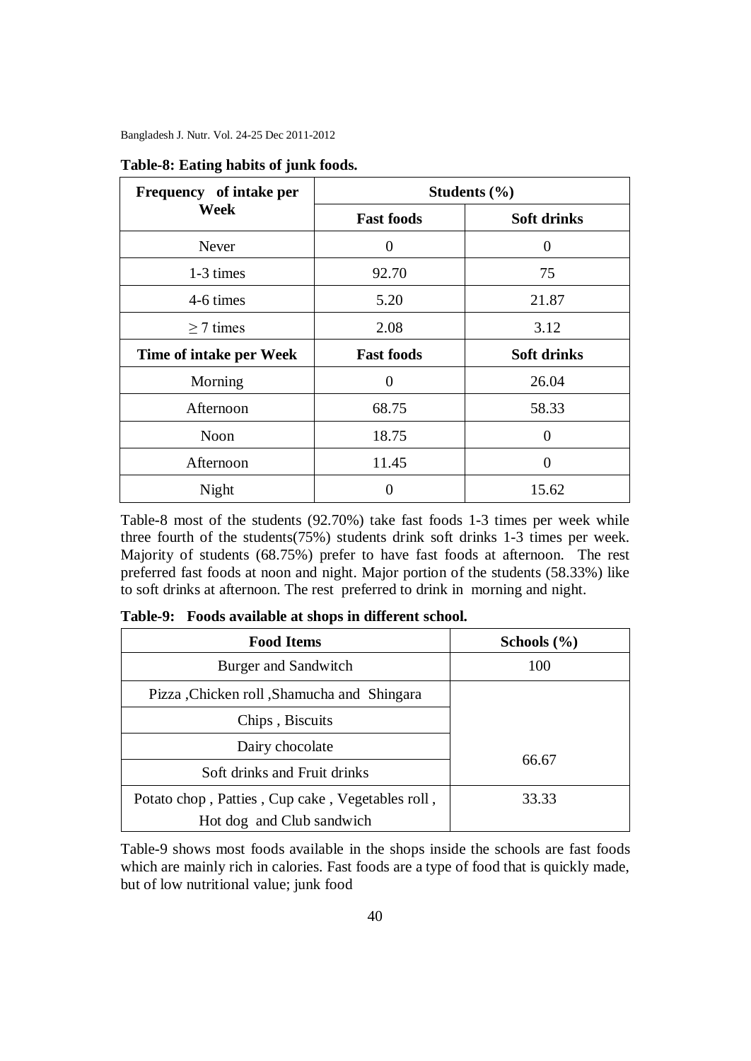**Table-8: Eating habits of junk foods.**

| Frequency of intake per Week | Students (%) | |
|---|---|---|
| | Fast foods | Soft drinks |
| Never | 0 | 0 |
| 1-3 times | 92.70 | 75 |
| 4-6 times | 5.20 | 21.87 |
| $\geq$ 7 times | 2.08 | 3.12 |
| **Time of intake per Week** | **Fast foods** | **Soft drinks** |
| Morning | 0 | 26.04 |
| Afternoon | 68.75 | 58.33 |
| Noon | 18.75 | 0 |
| Afternoon | 11.45 | 0 |
| Night | 0 | 15.62 |

Table-8 most of the students (92.70%) take fast foods 1-3 times per week while three fourth of the students(75%) students drink soft drinks 1-3 times per week. Majority of students (68.75%) prefer to have fast foods at afternoon. The rest preferred fast foods at noon and night. Major portion of the students (58.33%) like to soft drinks at afternoon. The rest preferred to drink in morning and night.

**Table-9: Foods available at shops in different school.**

| Food Items | Schools (%) |
|---|---|
| Burger and Sandwitch | 100 |
| Pizza ,Chicken roll ,Shamucha and Shingara | 66.67 |
| Chips , Biscuits | |
| Dairy chocolate | |
| Soft drinks and Fruit drinks | |
| Potato chop , Patties , Cup cake , Vegetables roll , Hot dog and Club sandwich | 33.33 |

Table-9 shows most foods available in the shops inside the schools are fast foods which are mainly rich in calories. Fast foods are a type of food that is quickly made, but of low nutritional value; junk food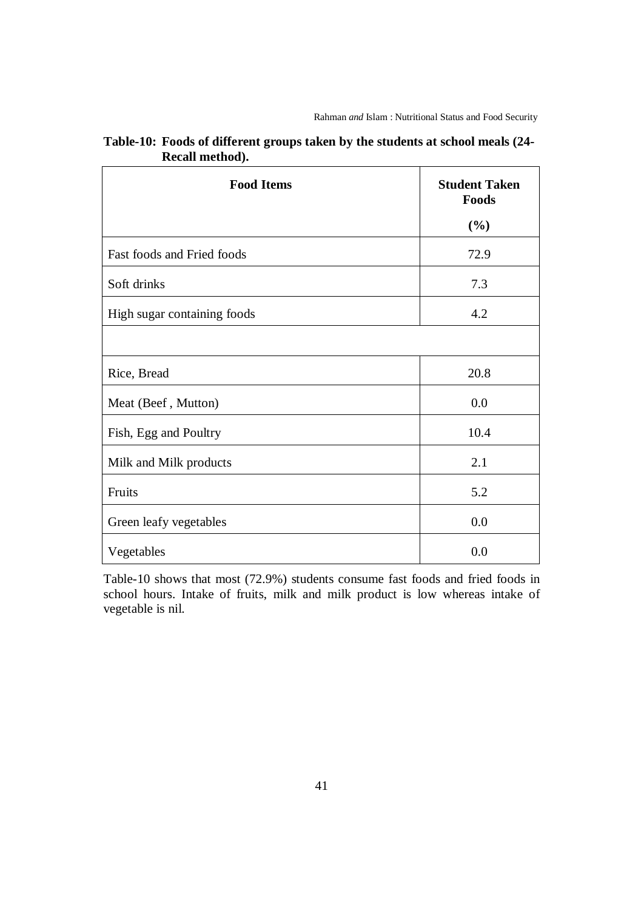**Table-10: Foods of different groups taken by the students at school meals (24-Recall method).**

| Food Items | Student Taken Foods (%) |
|---|---|
| Fast foods and Fried foods | 72.9 |
| Soft drinks | 7.3 |
| High sugar containing foods | 4.2 |
| | |
| Rice, Bread | 20.8 |
| Meat (Beef , Mutton) | 0.0 |
| Fish, Egg and Poultry | 10.4 |
| Milk and Milk products | 2.1 |
| Fruits | 5.2 |
| Green leafy vegetables | 0.0 |
| Vegetables | 0.0 |

Table-10 shows that most (72.9%) students consume fast foods and fried foods in school hours. Intake of fruits, milk and milk product is low whereas intake of vegetable is nil.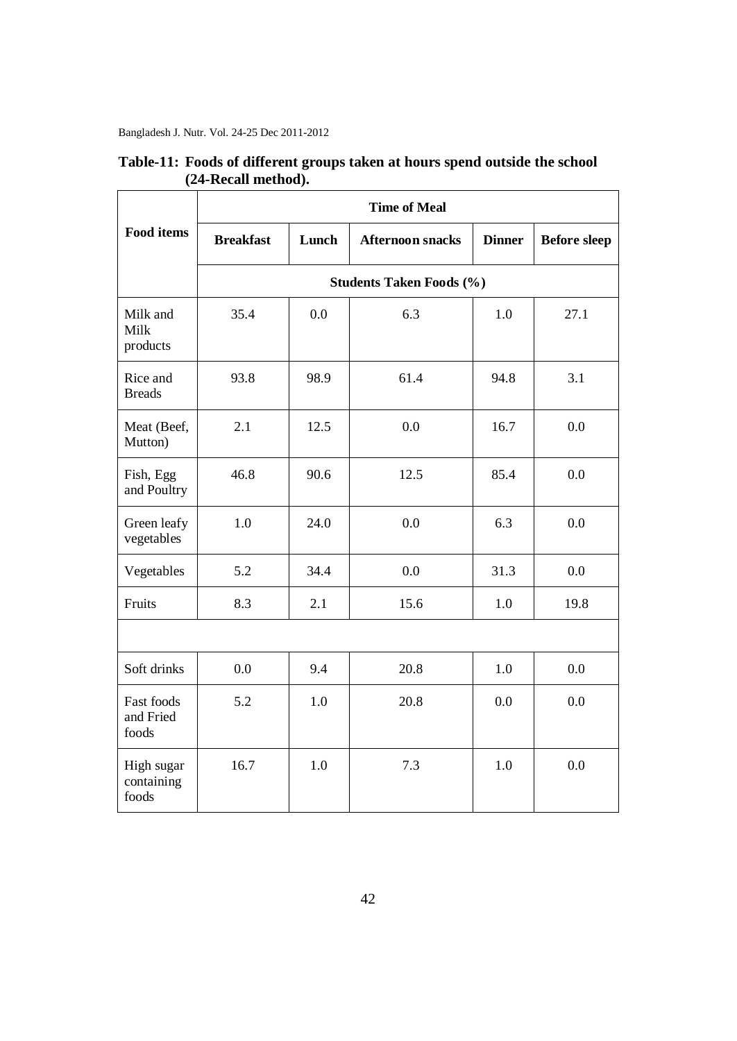**Table-11: Foods of different groups taken at hours spend outside the school (24-Recall method).**

| Food items | Time of Meal | | | | |
|---|---|---|---|---|---|
| | Breakfast | Lunch | Afternoon snacks | Dinner | Before sleep |
| | Students Taken Foods (%) | | | | |
| Milk and Milk products | 35.4 | 0.0 | 6.3 | 1.0 | 27.1 |
| Rice and Breads | 93.8 | 98.9 | 61.4 | 94.8 | 3.1 |
| Meat (Beef, Mutton) | 2.1 | 12.5 | 0.0 | 16.7 | 0.0 |
| Fish, Egg and Poultry | 46.8 | 90.6 | 12.5 | 85.4 | 0.0 |
| Green leafy vegetables | 1.0 | 24.0 | 0.0 | 6.3 | 0.0 |
| Vegetables | 5.2 | 34.4 | 0.0 | 31.3 | 0.0 |
| Fruits | 8.3 | 2.1 | 15.6 | 1.0 | 19.8 |
| | | | | | |
| Soft drinks | 0.0 | 9.4 | 20.8 | 1.0 | 0.0 |
| Fast foods and Fried foods | 5.2 | 1.0 | 20.8 | 0.0 | 0.0 |
| High sugar containing foods | 16.7 | 1.0 | 7.3 | 1.0 | 0.0 |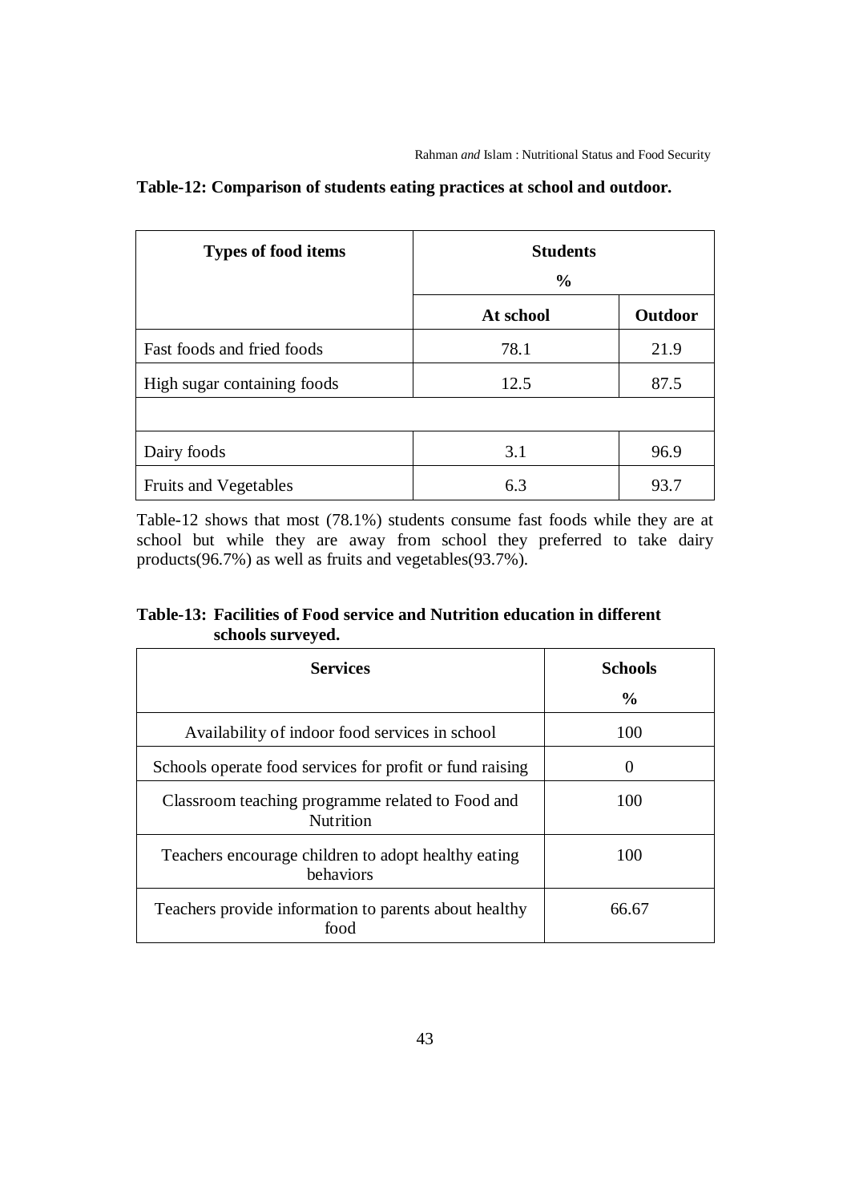**Table-12: Comparison of students eating practices at school and outdoor.**

| Types of food items | Students % | |
|---|---|---|
| | At school | Outdoor |
| Fast foods and fried foods | 78.1 | 21.9 |
| High sugar containing foods | 12.5 | 87.5 |
| | | |
| Dairy foods | 3.1 | 96.9 |
| Fruits and Vegetables | 6.3 | 93.7 |

Table-12 shows that most (78.1%) students consume fast foods while they are at school but while they are away from school they preferred to take dairy products(96.7%) as well as fruits and vegetables(93.7%).

**Table-13: Facilities of Food service and Nutrition education in different schools surveyed.**

| Services | Schools % |
|---|---|
| Availability of indoor food services in school | 100 |
| Schools operate food services for profit or fund raising | 0 |
| Classroom teaching programme related to Food and Nutrition | 100 |
| Teachers encourage children to adopt healthy eating behaviors | 100 |
| Teachers provide information to parents about healthy food | 66.67 |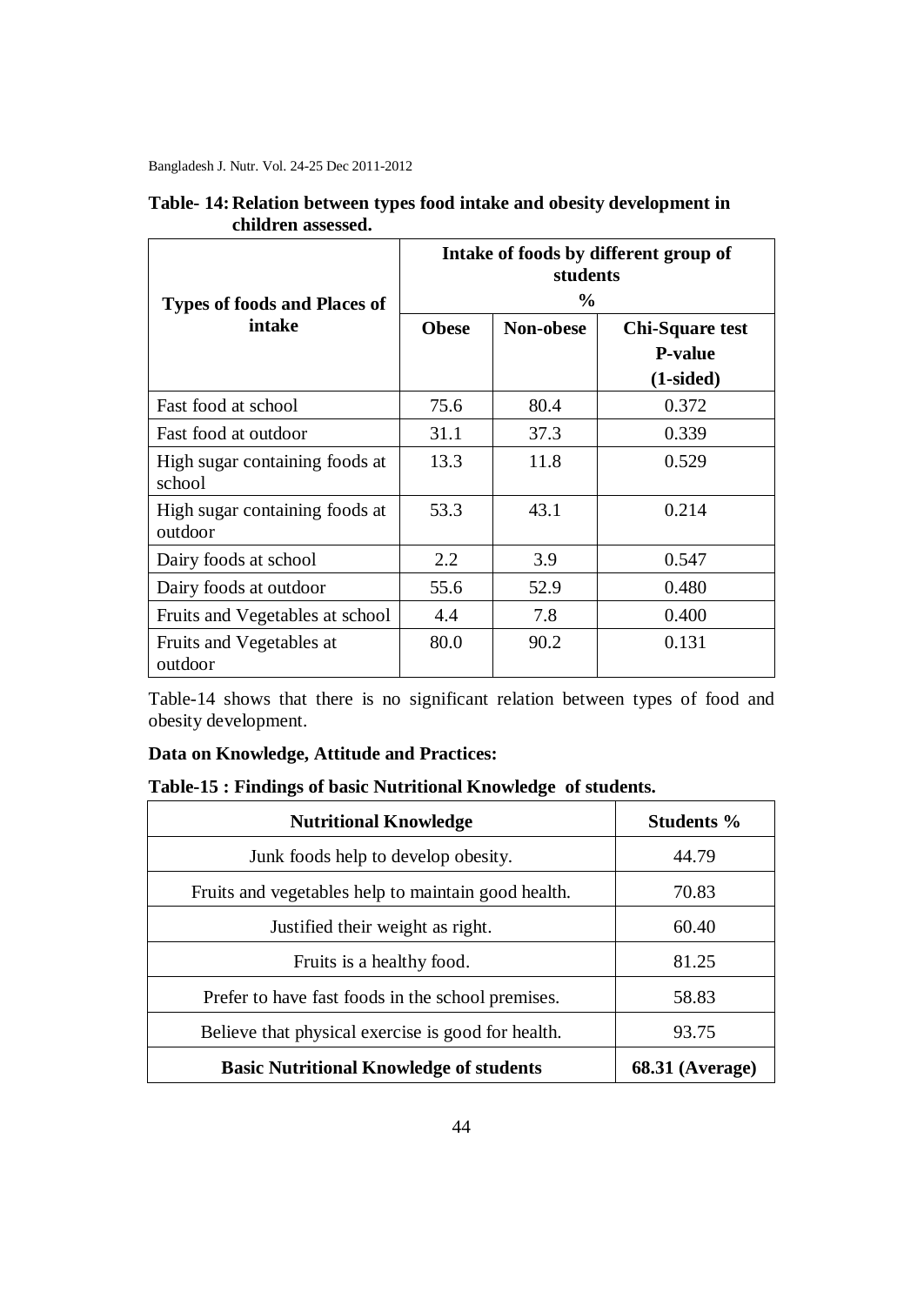**Table- 14: Relation between types food intake and obesity development in children assessed.**

| Types of foods and Places of intake | Intake of foods by different group of students % | | |
|---|---|---|---|
| | Obese | Non-obese | Chi-Square test P-value (1-sided) |
| Fast food at school | 75.6 | 80.4 | 0.372 |
| Fast food at outdoor | 31.1 | 37.3 | 0.339 |
| High sugar containing foods at school | 13.3 | 11.8 | 0.529 |
| High sugar containing foods at outdoor | 53.3 | 43.1 | 0.214 |
| Dairy foods at school | 2.2 | 3.9 | 0.547 |
| Dairy foods at outdoor | 55.6 | 52.9 | 0.480 |
| Fruits and Vegetables at school | 4.4 | 7.8 | 0.400 |
| Fruits and Vegetables at outdoor | 80.0 | 90.2 | 0.131 |

Table-14 shows that there is no significant relation between types of food and obesity development.

**Data on Knowledge, Attitude and Practices:**

**Table-15 : Findings of basic Nutritional Knowledge of students.**

| Nutritional Knowledge | Students % |
|---|---|
| Junk foods help to develop obesity. | 44.79 |
| Fruits and vegetables help to maintain good health. | 70.83 |
| Justified their weight as right. | 60.40 |
| Fruits is a healthy food. | 81.25 |
| Prefer to have fast foods in the school premises. | 58.83 |
| Believe that physical exercise is good for health. | 93.75 |
| **Basic Nutritional Knowledge of students** | **68.31 (Average)** |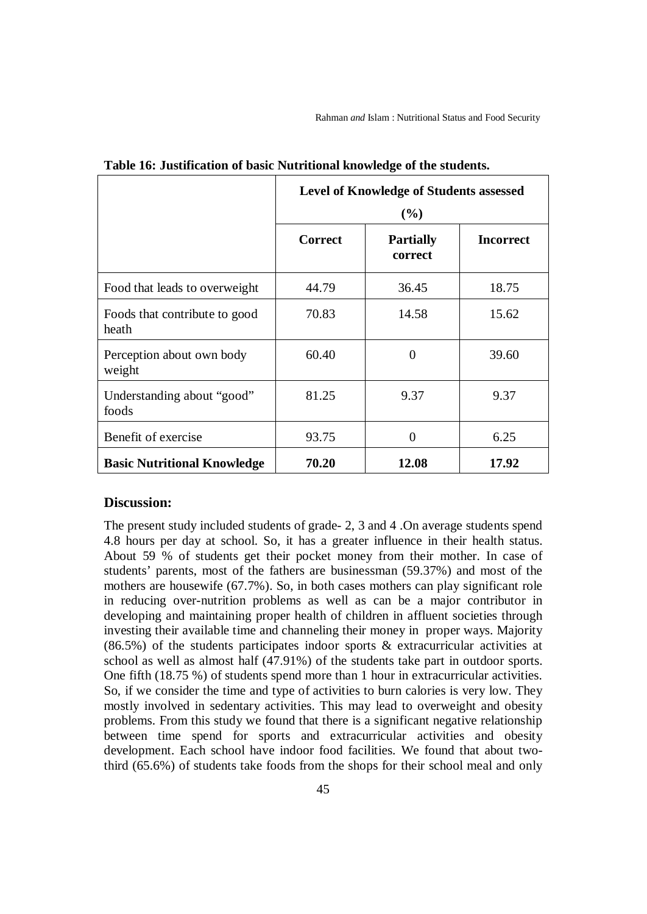**Table 16: Justification of basic Nutritional knowledge of the students.**

| | Level of Knowledge of Students assessed (%) | | |
|---|---|---|---|
| | Correct | Partially correct | Incorrect |
| Food that leads to overweight | 44.79 | 36.45 | 18.75 |
| Foods that contribute to good heath | 70.83 | 14.58 | 15.62 |
| Perception about own body weight | 60.40 | 0 | 39.60 |
| Understanding about "good" foods | 81.25 | 9.37 | 9.37 |
| Benefit of exercise | 93.75 | 0 | 6.25 |
| **Basic Nutritional Knowledge** | **70.20** | **12.08** | **17.92** |

## Discussion:

The present study included students of grade- 2, 3 and 4 .On average students spend 4.8 hours per day at school. So, it has a greater influence in their health status. About 59 % of students get their pocket money from their mother. In case of students' parents, most of the fathers are businessman (59.37%) and most of the mothers are housewife (67.7%). So, in both cases mothers can play significant role in reducing over-nutrition problems as well as can be a major contributor in developing and maintaining proper health of children in affluent societies through investing their available time and channeling their money in proper ways. Majority (86.5%) of the students participates indoor sports & extracurricular activities at school as well as almost half (47.91%) of the students take part in outdoor sports. One fifth (18.75 %) of students spend more than 1 hour in extracurricular activities. So, if we consider the time and type of activities to burn calories is very low. They mostly involved in sedentary activities. This may lead to overweight and obesity problems. From this study we found that there is a significant negative relationship between time spend for sports and extracurricular activities and obesity development. Each school have indoor food facilities. We found that about two-third (65.6%) of students take foods from the shops for their school meal and only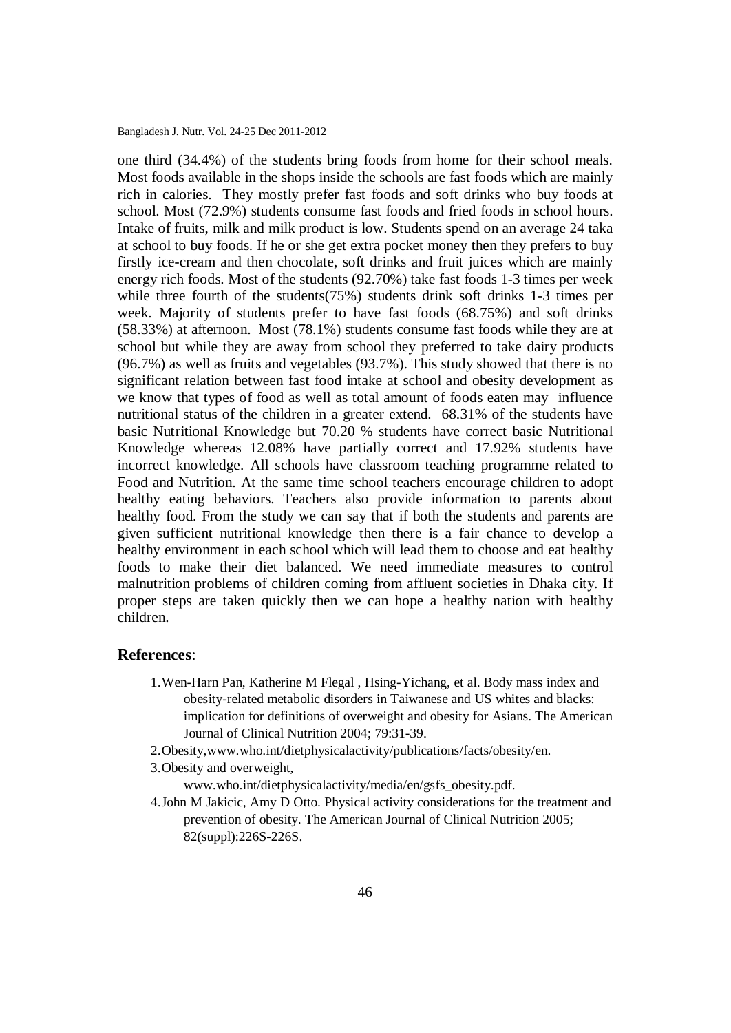one third (34.4%) of the students bring foods from home for their school meals. Most foods available in the shops inside the schools are fast foods which are mainly rich in calories. They mostly prefer fast foods and soft drinks who buy foods at school. Most (72.9%) students consume fast foods and fried foods in school hours. Intake of fruits, milk and milk product is low. Students spend on an average 24 taka at school to buy foods. If he or she get extra pocket money then they prefers to buy firstly ice-cream and then chocolate, soft drinks and fruit juices which are mainly energy rich foods. Most of the students (92.70%) take fast foods 1-3 times per week while three fourth of the students(75%) students drink soft drinks 1-3 times per week. Majority of students prefer to have fast foods (68.75%) and soft drinks (58.33%) at afternoon. Most (78.1%) students consume fast foods while they are at school but while they are away from school they preferred to take dairy products (96.7%) as well as fruits and vegetables (93.7%). This study showed that there is no significant relation between fast food intake at school and obesity development as we know that types of food as well as total amount of foods eaten may influence nutritional status of the children in a greater extend. 68.31% of the students have basic Nutritional Knowledge but 70.20 % students have correct basic Nutritional Knowledge whereas 12.08% have partially correct and 17.92% students have incorrect knowledge. All schools have classroom teaching programme related to Food and Nutrition. At the same time school teachers encourage children to adopt healthy eating behaviors. Teachers also provide information to parents about healthy food. From the study we can say that if both the students and parents are given sufficient nutritional knowledge then there is a fair chance to develop a healthy environment in each school which will lead them to choose and eat healthy foods to make their diet balanced. We need immediate measures to control malnutrition problems of children coming from affluent societies in Dhaka city. If proper steps are taken quickly then we can hope a healthy nation with healthy children.

## References:

1. Wen-Harn Pan, Katherine M Flegal , Hsing-Yichang, et al. Body mass index and obesity-related metabolic disorders in Taiwanese and US whites and blacks: implication for definitions of overweight and obesity for Asians. The American Journal of Clinical Nutrition 2004; 79:31-39.
2. Obesity,www.who.int/dietphysicalactivity/publications/facts/obesity/en.
3. Obesity and overweight, www.who.int/dietphysicalactivity/media/en/gsfs_obesity.pdf.
4. John M Jakicic, Amy D Otto. Physical activity considerations for the treatment and prevention of obesity. The American Journal of Clinical Nutrition 2005; 82(suppl):226S-226S.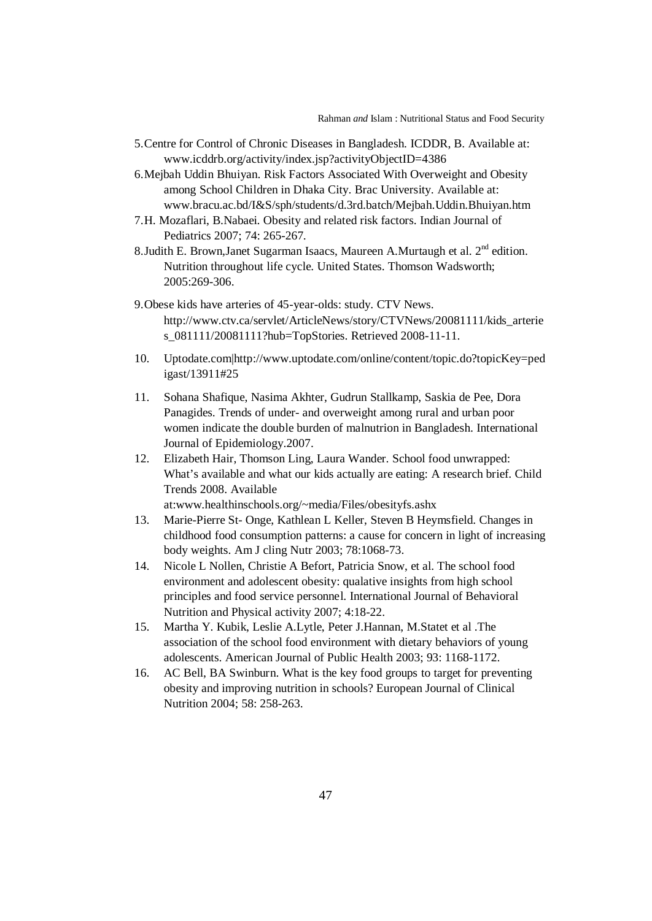5. Centre for Control of Chronic Diseases in Bangladesh. ICDDR, B. Available at: www.icddrb.org/activity/index.jsp?activityObjectID=4386
6. Mejbah Uddin Bhuiyan. Risk Factors Associated With Overweight and Obesity among School Children in Dhaka City. Brac University. Available at: www.bracu.ac.bd/I&S/sph/students/d.3rd.batch/Mejbah.Uddin.Bhuiyan.htm
7. H. Mozaflari, B.Nabaei. Obesity and related risk factors. Indian Journal of Pediatrics 2007; 74: 265-267.
8. Judith E. Brown,Janet Sugarman Isaacs, Maureen A.Murtaugh et al. 2nd edition. Nutrition throughout life cycle. United States. Thomson Wadsworth; 2005:269-306.
9. Obese kids have arteries of 45-year-olds: study. CTV News. http://www.ctv.ca/servlet/ArticleNews/story/CTVNews/20081111/kids_arteries_081111/20081111?hub=TopStories. Retrieved 2008-11-11.
10. Uptodate.com|http://www.uptodate.com/online/content/topic.do?topicKey=pedigast/13911#25
11. Sohana Shafique, Nasima Akhter, Gudrun Stallkamp, Saskia de Pee, Dora Panagides. Trends of under- and overweight among rural and urban poor women indicate the double burden of malnutrion in Bangladesh. International Journal of Epidemiology.2007.
12. Elizabeth Hair, Thomson Ling, Laura Wander. School food unwrapped: What's available and what our kids actually are eating: A research brief. Child Trends 2008. Available at:www.healthinschools.org/~media/Files/obesityfs.ashx
13. Marie-Pierre St- Onge, Kathlean L Keller, Steven B Heymsfield. Changes in childhood food consumption patterns: a cause for concern in light of increasing body weights. Am J cling Nutr 2003; 78:1068-73.
14. Nicole L Nollen, Christie A Befort, Patricia Snow, et al. The school food environment and adolescent obesity: qualative insights from high school principles and food service personnel. International Journal of Behavioral Nutrition and Physical activity 2007; 4:18-22.
15. Martha Y. Kubik, Leslie A.Lytle, Peter J.Hannan, M.Statet et al .The association of the school food environment with dietary behaviors of young adolescents. American Journal of Public Health 2003; 93: 1168-1172.
16. AC Bell, BA Swinburn. What is the key food groups to target for preventing obesity and improving nutrition in schools? European Journal of Clinical Nutrition 2004; 58: 258-263.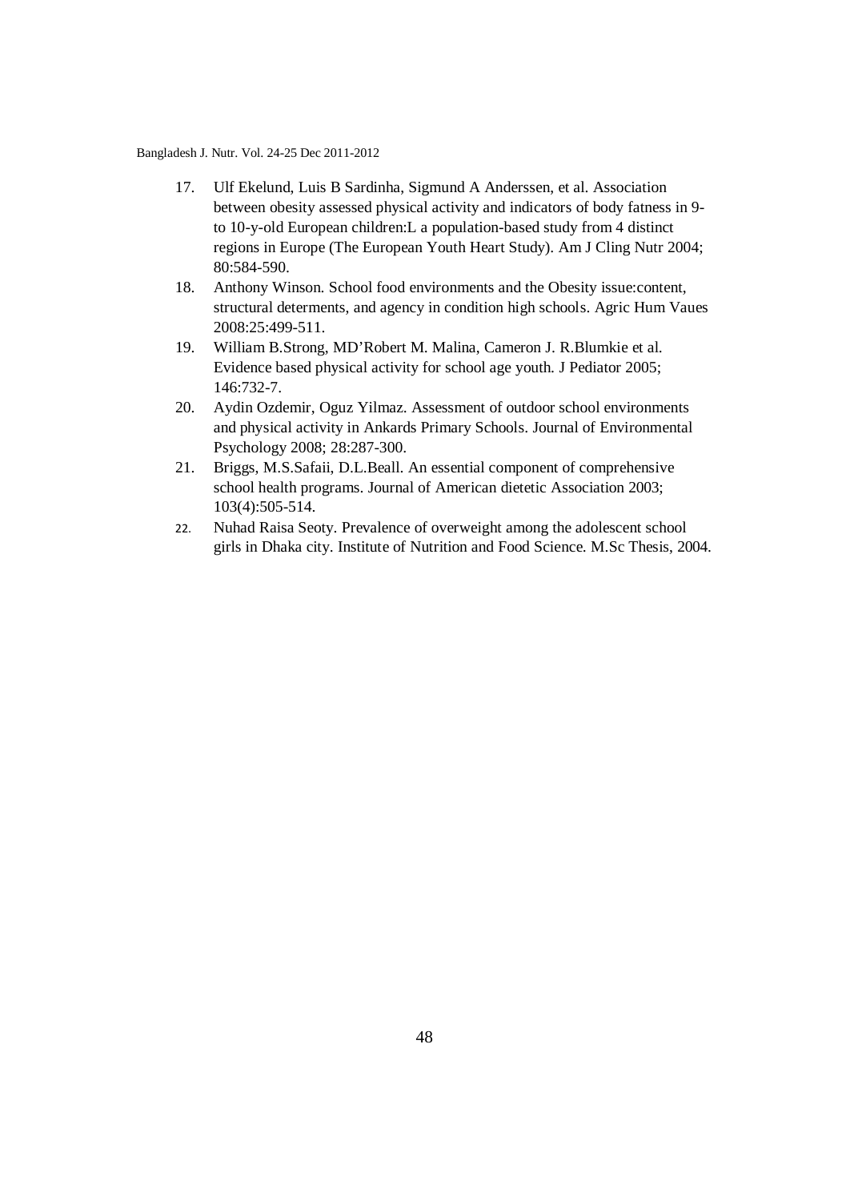17. Ulf Ekelund, Luis B Sardinha, Sigmund A Anderssen, et al. Association between obesity assessed physical activity and indicators of body fatness in 9- to 10-y-old European children:L a population-based study from 4 distinct regions in Europe (The European Youth Heart Study). Am J Cling Nutr 2004; 80:584-590.
18. Anthony Winson. School food environments and the Obesity issue:content, structural determents, and agency in condition high schools. Agric Hum Vaues 2008:25:499-511.
19. William B.Strong, MD'Robert M. Malina, Cameron J. R.Blumkie et al. Evidence based physical activity for school age youth. J Pediator 2005; 146:732-7.
20. Aydin Ozdemir, Oguz Yilmaz. Assessment of outdoor school environments and physical activity in Ankards Primary Schools. Journal of Environmental Psychology 2008; 28:287-300.
21. Briggs, M.S.Safaii, D.L.Beall. An essential component of comprehensive school health programs. Journal of American dietetic Association 2003; 103(4):505-514.
22. Nuhad Raisa Seoty. Prevalence of overweight among the adolescent school girls in Dhaka city. Institute of Nutrition and Food Science. M.Sc Thesis, 2004.